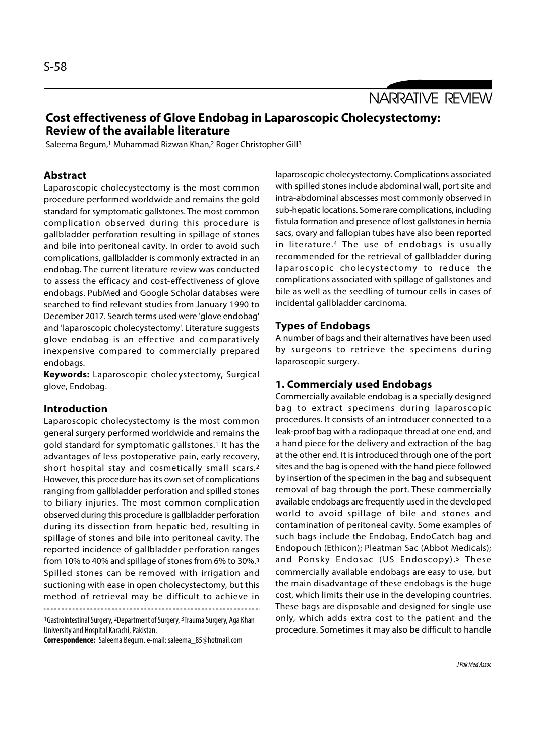NARRATIVE REVIEW

# Cost effectiveness of Glove Endobag in Laparoscopic Cholecystectomy: Review of the available literature

Saleema Begum,[1] Muhammad Rizwan Khan,[2] Roger Christopher Gill[3]

## Abstract

Laparoscopic cholecystectomy is the most common procedure performed worldwide and remains the gold standard for symptomatic gallstones. The most common complication observed during this procedure is gallbladder perforation resulting in spillage of stones and bile into peritoneal cavity. In order to avoid such complications, gallbladder is commonly extracted in an endobag. The current literature review was conducted to assess the efficacy and cost-effectiveness of glove endobags. PubMed and Google Scholar databses were searched to find relevant studies from January 1990 to December 2017. Search terms used were 'glove endobag' and 'laparoscopic cholecystectomy'. Literature suggests glove endobag is an effective and comparatively inexpensive compared to commercially prepared endobags.

**Keywords:** Laparoscopic cholecystectomy, Surgical glove, Endobag.

## Introduction

Laparoscopic cholecystectomy is the most common general surgery performed worldwide and remains the gold standard for symptomatic gallstones.[1] It has the advantages of less postoperative pain, early recovery, short hospital stay and cosmetically small scars.[2] However, this procedure has its own set of complications ranging from gallbladder perforation and spilled stones to biliary injuries. The most common complication observed during this procedure is gallbladder perforation during its dissection from hepatic bed, resulting in spillage of stones and bile into peritoneal cavity. The reported incidence of gallbladder perforation ranges from 10% to 40% and spillage of stones from 6% to 30%.[3] Spilled stones can be removed with irrigation and suctioning with ease in open cholecystectomy, but this method of retrieval may be difficult to achieve in laparoscopic cholecystectomy. Complications associated with spilled stones include abdominal wall, port site and intra-abdominal abscesses most commonly observed in sub-hepatic locations. Some rare complications, including fistula formation and presence of lost gallstones in hernia sacs, ovary and fallopian tubes have also been reported in literature.[4] The use of endobags is usually recommended for the retrieval of gallbladder during laparoscopic cholecystectomy to reduce the complications associated with spillage of gallstones and bile as well as the seedling of tumour cells in cases of incidental gallbladder carcinoma.

## Types of Endobags

A number of bags and their alternatives have been used by surgeons to retrieve the specimens during laparoscopic surgery.

### 1. Commercialy used Endobags

Commercially available endobag is a specially designed bag to extract specimens during laparoscopic procedures. It consists of an introducer connected to a leak-proof bag with a radiopaque thread at one end, and a hand piece for the delivery and extraction of the bag at the other end. It is introduced through one of the port sites and the bag is opened with the hand piece followed by insertion of the specimen in the bag and subsequent removal of bag through the port. These commercially available endobags are frequently used in the developed world to avoid spillage of bile and stones and contamination of peritoneal cavity. Some examples of such bags include the Endobag, EndoCatch bag and Endopouch (Ethicon); Pleatman Sac (Abbot Medicals); and Ponsky Endosac (US Endoscopy).[5] These commercially available endobags are easy to use, but the main disadvantage of these endobags is the huge cost, which limits their use in the developing countries. These bags are disposable and designed for single use only, which adds extra cost to the patient and the procedure. Sometimes it may also be difficult to handle

---

[1]Gastrointestinal Surgery, [2]Department of Surgery, [3]Trauma Surgery, Aga Khan University and Hospital Karachi, Pakistan.

**Correspondence:** Saleema Begum. e-mail: saleema_85@hotmail.com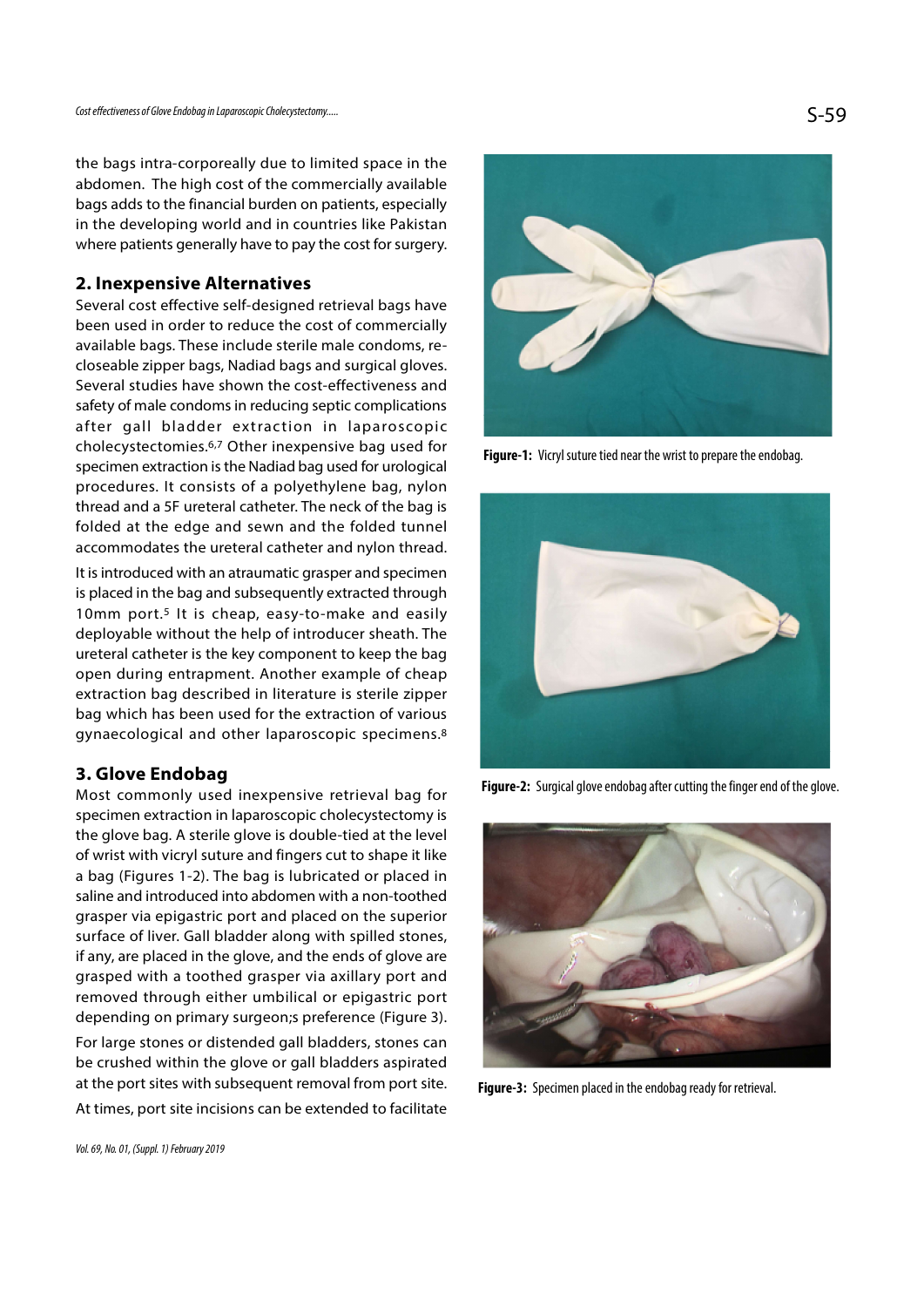the bags intra-corporeally due to limited space in the abdomen. The high cost of the commercially available bags adds to the financial burden on patients, especially in the developing world and in countries like Pakistan where patients generally have to pay the cost for surgery.

## 2. Inexpensive Alternatives

Several cost effective self-designed retrieval bags have been used in order to reduce the cost of commercially available bags. These include sterile male condoms, re-closeable zipper bags, Nadiad bags and surgical gloves. Several studies have shown the cost-effectiveness and safety of male condoms in reducing septic complications after gall bladder extraction in laparoscopic cholecystectomies.[6,7] Other inexpensive bag used for specimen extraction is the Nadiad bag used for urological procedures. It consists of a polyethylene bag, nylon thread and a 5F ureteral catheter. The neck of the bag is folded at the edge and sewn and the folded tunnel accommodates the ureteral catheter and nylon thread.

It is introduced with an atraumatic grasper and specimen is placed in the bag and subsequently extracted through 10mm port.[5] It is cheap, easy-to-make and easily deployable without the help of introducer sheath. The ureteral catheter is the key component to keep the bag open during entrapment. Another example of cheap extraction bag described in literature is sterile zipper bag which has been used for the extraction of various gynaecological and other laparoscopic specimens.[8]

## 3. Glove Endobag

Most commonly used inexpensive retrieval bag for specimen extraction in laparoscopic cholecystectomy is the glove bag. A sterile glove is double-tied at the level of wrist with vicryl suture and fingers cut to shape it like a bag (Figures 1-2). The bag is lubricated or placed in saline and introduced into abdomen with a non-toothed grasper via epigastric port and placed on the superior surface of liver. Gall bladder along with spilled stones, if any, are placed in the glove, and the ends of glove are grasped with a toothed grasper via axillary port and removed through either umbilical or epigastric port depending on primary surgeon;s preference (Figure 3).

For large stones or distended gall bladders, stones can be crushed within the glove or gall bladders aspirated at the port sites with subsequent removal from port site.

At times, port site incisions can be extended to facilitate

**Figure-1:** Vicryl suture tied near the wrist to prepare the endobag.

**Figure-2:** Surgical glove endobag after cutting the finger end of the glove.

**Figure-3:** Specimen placed in the endobag ready for retrieval.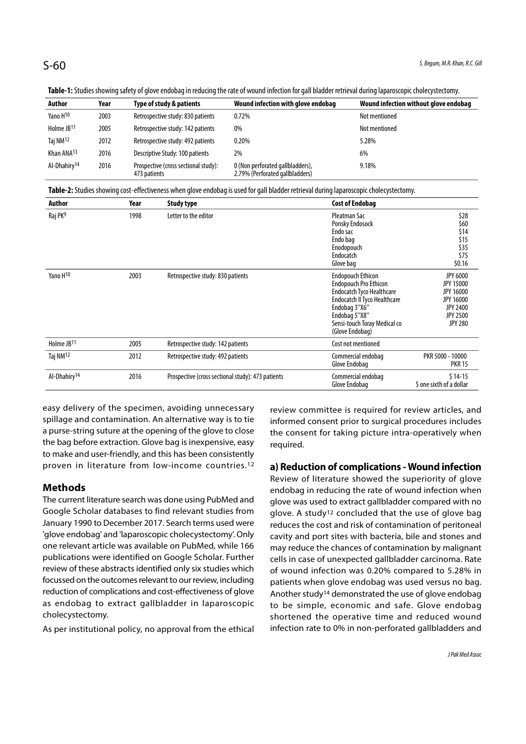**Table-1:** Studies showing safety of glove endobag in reducing the rate of wound infection for gall bladder retrieval during laparoscopic cholecystectomy.

| Author | Year | Type of study & patients | Wound infection with glove endobag | Wound infection without glove endobag |
|---|---|---|---|---|
| Yano H[10] | 2003 | Retrospective study: 830 patients | 0.72% | Not mentioned |
| Holme JB[11] | 2005 | Retrospective study: 142 patients | 0% | Not mentioned |
| Taj NM[12] | 2012 | Retrospective study: 492 patients | 0.20% | 5.28% |
| Khan ANA[13] | 2016 | Descriptive Study: 100 patients | 2% | 6% |
| Al-Dhahiry[14] | 2016 | Prospective (cross sectional study): 473 patients | 0 (Non perforated gallbladders), 2.79% (Perforated gallbladders) | 9.18% |

**Table-2:** Studies showing cost-effectiveness when glove endobag is used for gall bladder retrieval during laparoscopic cholecystectomy.

| Author | Year | Study type | Cost of Endobag | |
|---|---|---|---|---|
| Raj PK[9] | 1998 | Letter to the editor | Pleatman Sac<br>Ponsky Endosock<br>Endo sac<br>Endo bag<br>Enodopouch<br>Endocatch<br>Glove bag | $28<br>$60<br>$14<br>$15<br>$35<br>$75<br>$0.16 |
| Yano H[10] | 2003 | Retrospective study: 830 patients | Endopouch Ethicon<br>Endopouch Pro Ethicon<br>Endocatch Tyco Healthcare<br>Endocatch II Tyco Healthcare<br>Endobag 3''X6''<br>Endobag 5''X8''<br>Sensi-touch Toray Medical co (Glove Endobag) | JPY 6000<br>JPY 15000<br>JPY 16000<br>JPY 16000<br>JPY 2400<br>JPY 2500<br>JPY 280 |
| Holme JB[11] | 2005 | Retrospective study: 142 patients | Cost not mentioned | |
| Taj NM[12] | 2012 | Retrospective study: 492 patients | Commercial endobag<br>Glove Endobag | PKR 5000 - 10000<br>PKR 15 |
| Al-Dhahiry[14] | 2016 | Prospective (cross sectional study): 473 patients | Commercial endobag<br>Glove Endobag | $ 14-15<br>$ one sixth of a dollar |

easy delivery of the specimen, avoiding unnecessary spillage and contamination. An alternative way is to tie a purse-string suture at the opening of the glove to close the bag before extraction. Glove bag is inexpensive, easy to make and user-friendly, and this has been consistently proven in literature from low-income countries.[12]

## Methods

The current literature search was done using PubMed and Google Scholar databases to find relevant studies from January 1990 to December 2017. Search terms used were 'glove endobag' and 'laparoscopic cholecystectomy'. Only one relevant article was available on PubMed, while 166 publications were identified on Google Scholar. Further review of these abstracts identified only six studies which focussed on the outcomes relevant to our review, including reduction of complications and cost-effectiveness of glove as endobag to extract gallbladder in laparoscopic cholecystectomy.

As per institutional policy, no approval from the ethical review committee is required for review articles, and informed consent prior to surgical procedures includes the consent for taking picture intra-operatively when required.

### a) Reduction of complications - Wound infection

Review of literature showed the superiority of glove endobag in reducing the rate of wound infection when glove was used to extract gallbladder compared with no glove. A study[12] concluded that the use of glove bag reduces the cost and risk of contamination of peritoneal cavity and port sites with bacteria, bile and stones and may reduce the chances of contamination by malignant cells in case of unexpected gallbladder carcinoma. Rate of wound infection was 0.20% compared to 5.28% in patients when glove endobag was used versus no bag. Another study[14] demonstrated the use of glove endobag to be simple, economic and safe. Glove endobag shortened the operative time and reduced wound infection rate to 0% in non-perforated gallbladders and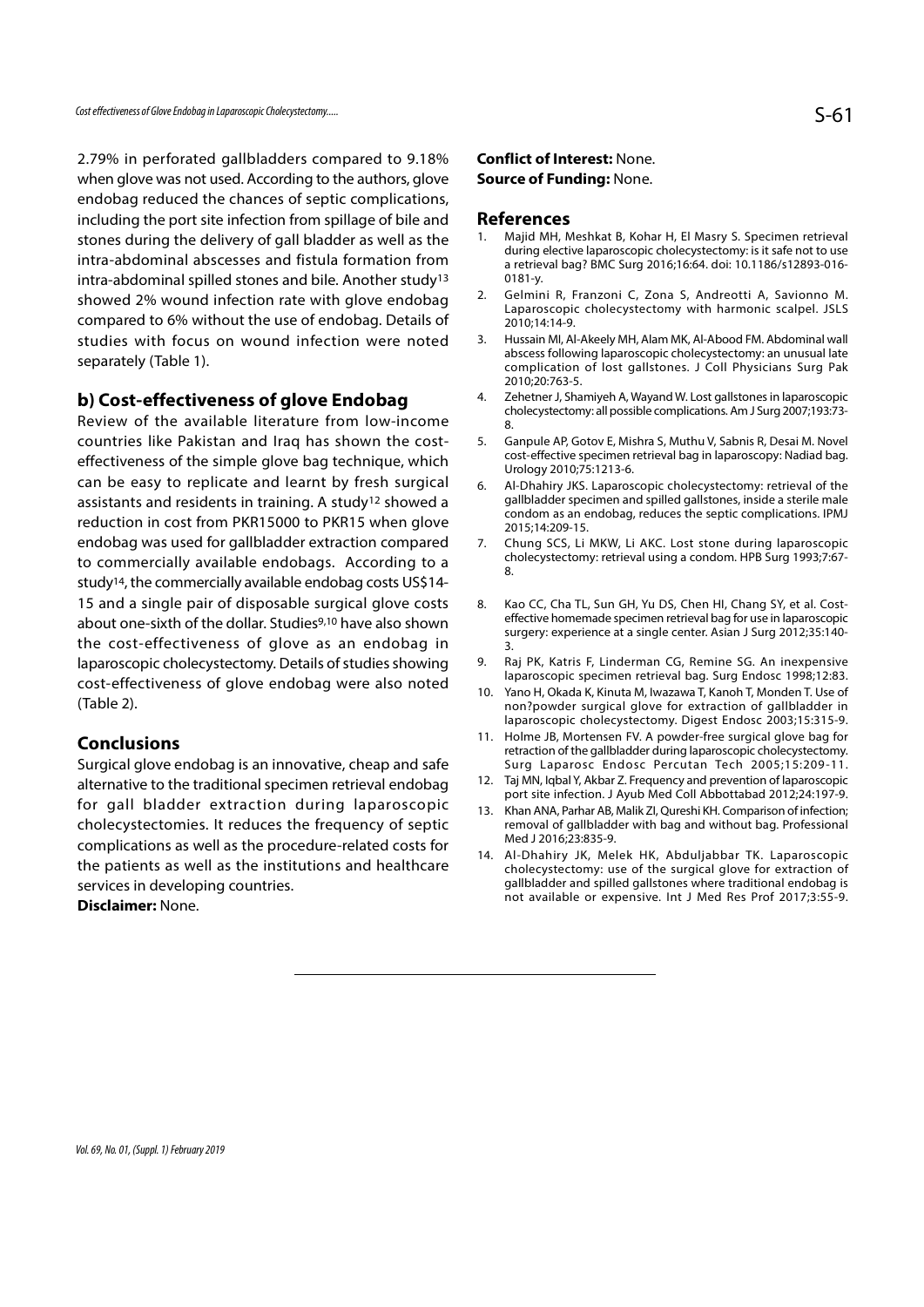2.79% in perforated gallbladders compared to 9.18% when glove was not used. According to the authors, glove endobag reduced the chances of septic complications, including the port site infection from spillage of bile and stones during the delivery of gall bladder as well as the intra-abdominal abscesses and fistula formation from intra-abdominal spilled stones and bile. Another study[13] showed 2% wound infection rate with glove endobag compared to 6% without the use of endobag. Details of studies with focus on wound infection were noted separately (Table 1).

## b) Cost-effectiveness of glove Endobag

Review of the available literature from low-income countries like Pakistan and Iraq has shown the cost-effectiveness of the simple glove bag technique, which can be easy to replicate and learnt by fresh surgical assistants and residents in training. A study[12] showed a reduction in cost from PKR15000 to PKR15 when glove endobag was used for gallbladder extraction compared to commercially available endobags. According to a study[14], the commercially available endobag costs US$14-15 and a single pair of disposable surgical glove costs about one-sixth of the dollar. Studies[9,10] have also shown the cost-effectiveness of glove as an endobag in laparoscopic cholecystectomy. Details of studies showing cost-effectiveness of glove endobag were also noted (Table 2).

## Conclusions

Surgical glove endobag is an innovative, cheap and safe alternative to the traditional specimen retrieval endobag for gall bladder extraction during laparoscopic cholecystectomies. It reduces the frequency of septic complications as well as the procedure-related costs for the patients as well as the institutions and healthcare services in developing countries.

**Disclaimer:** None.

**Conflict of Interest:** None.

**Source of Funding:** None.

## References

1. Majid MH, Meshkat B, Kohar H, El Masry S. Specimen retrieval during elective laparoscopic cholecystectomy: is it safe not to use a retrieval bag? BMC Surg 2016;16:64. doi: 10.1186/s12893-016-0181-y.
2. Gelmini R, Franzoni C, Zona S, Andreotti A, Savionno M. Laparoscopic cholecystectomy with harmonic scalpel. JSLS 2010;14:14-9.
3. Hussain MI, Al-Akeely MH, Alam MK, Al-Abood FM. Abdominal wall abscess following laparoscopic cholecystectomy: an unusual late complication of lost gallstones. J Coll Physicians Surg Pak 2010;20:763-5.
4. Zehetner J, Shamiyeh A, Wayand W. Lost gallstones in laparoscopic cholecystectomy: all possible complications. Am J Surg 2007;193:73-8.
5. Ganpule AP, Gotov E, Mishra S, Muthu V, Sabnis R, Desai M. Novel cost-effective specimen retrieval bag in laparoscopy: Nadiad bag. Urology 2010;75:1213-6.
6. Al-Dhahiry JKS. Laparoscopic cholecystectomy: retrieval of the gallbladder specimen and spilled gallstones, inside a sterile male condom as an endobag, reduces the septic complications. IPMJ 2015;14:209-15.
7. Chung SCS, Li MKW, Li AKC. Lost stone during laparoscopic cholecystectomy: retrieval using a condom. HPB Surg 1993;7:67-8.
8. Kao CC, Cha TL, Sun GH, Yu DS, Chen HI, Chang SY, et al. Cost-effective homemade specimen retrieval bag for use in laparoscopic surgery: experience at a single center. Asian J Surg 2012;35:140-3.
9. Raj PK, Katris F, Linderman CG, Remine SG. An inexpensive laparoscopic specimen retrieval bag. Surg Endosc 1998;12:83.
10. Yano H, Okada K, Kinuta M, Iwazawa T, Kanoh T, Monden T. Use of non?powder surgical glove for extraction of gallbladder in laparoscopic cholecystectomy. Digest Endosc 2003;15:315-9.
11. Holme JB, Mortensen FV. A powder-free surgical glove bag for retraction of the gallbladder during laparoscopic cholecystectomy. Surg Laparosc Endosc Percutan Tech 2005;15:209-11.
12. Taj MN, Iqbal Y, Akbar Z. Frequency and prevention of laparoscopic port site infection. J Ayub Med Coll Abbottabad 2012;24:197-9.
13. Khan ANA, Parhar AB, Malik ZI, Qureshi KH. Comparison of infection; removal of gallbladder with bag and without bag. Professional Med J 2016;23:835-9.
14. Al-Dhahiry JK, Melek HK, Abduljabbar TK. Laparoscopic cholecystectomy: use of the surgical glove for extraction of gallbladder and spilled gallstones where traditional endobag is not available or expensive. Int J Med Res Prof 2017;3:55-9.